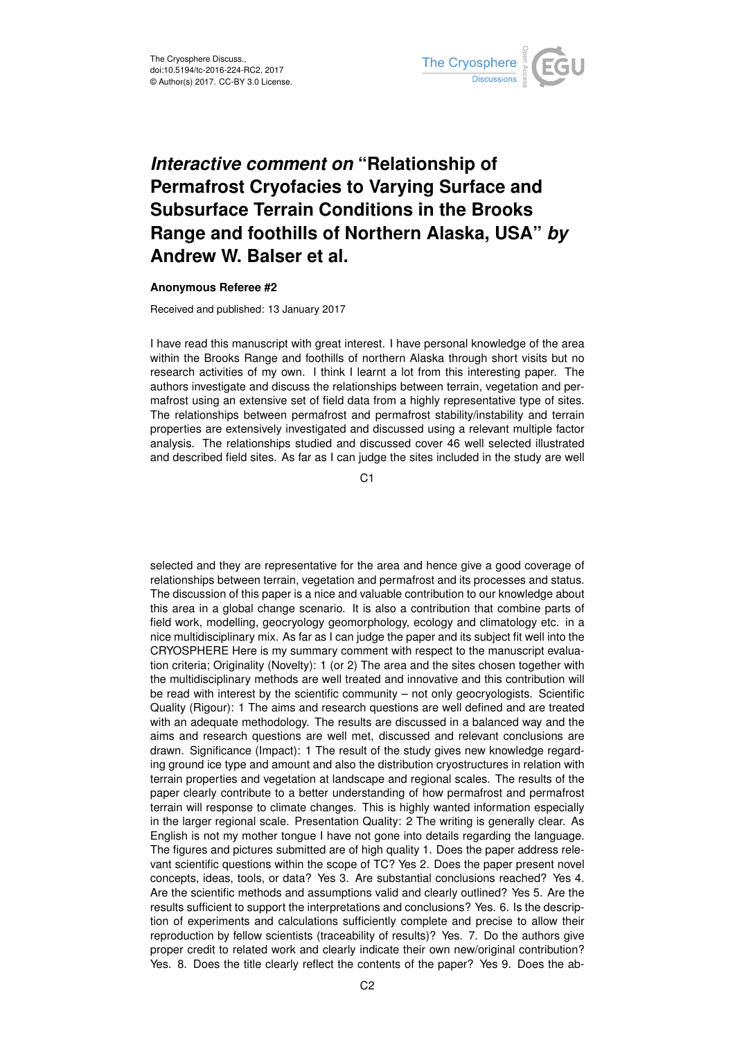# *Interactive comment on* "Relationship of Permafrost Cryofacies to Varying Surface and Subsurface Terrain Conditions in the Brooks Range and foothills of Northern Alaska, USA" *by* Andrew W. Balser et al.

**Anonymous Referee #2**

Received and published: 13 January 2017

I have read this manuscript with great interest. I have personal knowledge of the area within the Brooks Range and foothills of northern Alaska through short visits but no research activities of my own. I think I learnt a lot from this interesting paper. The authors investigate and discuss the relationships between terrain, vegetation and permafrost using an extensive set of field data from a highly representative type of sites. The relationships between permafrost and permafrost stability/instability and terrain properties are extensively investigated and discussed using a relevant multiple factor analysis. The relationships studied and discussed cover 46 well selected illustrated and described field sites. As far as I can judge the sites included in the study are well selected and they are representative for the area and hence give a good coverage of relationships between terrain, vegetation and permafrost and its processes and status. The discussion of this paper is a nice and valuable contribution to our knowledge about this area in a global change scenario. It is also a contribution that combine parts of field work, modelling, geocryology geomorphology, ecology and climatology etc. in a nice multidisciplinary mix. As far as I can judge the paper and its subject fit well into the CRYOSPHERE Here is my summary comment with respect to the manuscript evaluation criteria; Originality (Novelty): 1 (or 2) The area and the sites chosen together with the multidisciplinary methods are well treated and innovative and this contribution will be read with interest by the scientific community – not only geocryologists. Scientific Quality (Rigour): 1 The aims and research questions are well defined and are treated with an adequate methodology. The results are discussed in a balanced way and the aims and research questions are well met, discussed and relevant conclusions are drawn. Significance (Impact): 1 The result of the study gives new knowledge regarding ground ice type and amount and also the distribution cryostructures in relation with terrain properties and vegetation at landscape and regional scales. The results of the paper clearly contribute to a better understanding of how permafrost and permafrost terrain will response to climate changes. This is highly wanted information especially in the larger regional scale. Presentation Quality: 2 The writing is generally clear. As English is not my mother tongue I have not gone into details regarding the language. The figures and pictures submitted are of high quality 1. Does the paper address relevant scientific questions within the scope of TC? Yes 2. Does the paper present novel concepts, ideas, tools, or data? Yes 3. Are substantial conclusions reached? Yes 4. Are the scientific methods and assumptions valid and clearly outlined? Yes 5. Are the results sufficient to support the interpretations and conclusions? Yes. 6. Is the description of experiments and calculations sufficiently complete and precise to allow their reproduction by fellow scientists (traceability of results)? Yes. 7. Do the authors give proper credit to related work and clearly indicate their own new/original contribution? Yes. 8. Does the title clearly reflect the contents of the paper? Yes 9. Does the ab-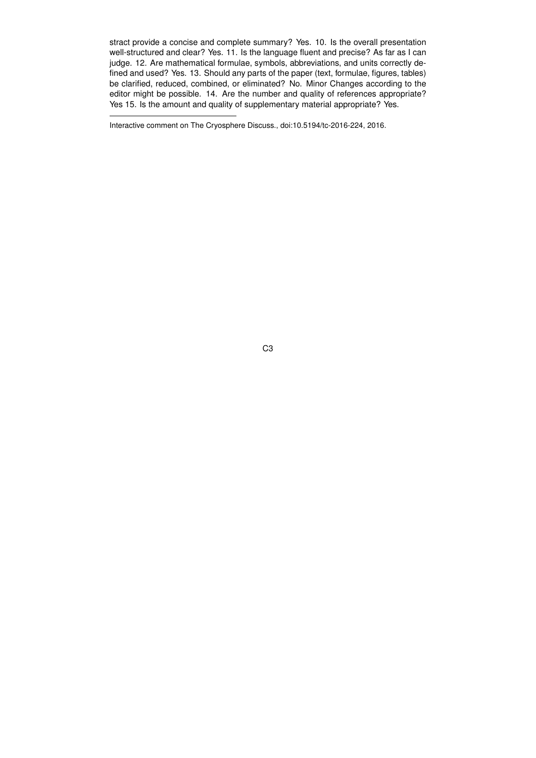stract provide a concise and complete summary? Yes. 10. Is the overall presentation well-structured and clear? Yes. 11. Is the language fluent and precise? As far as I can judge. 12. Are mathematical formulae, symbols, abbreviations, and units correctly defined and used? Yes. 13. Should any parts of the paper (text, formulae, figures, tables) be clarified, reduced, combined, or eliminated? No. Minor Changes according to the editor might be possible. 14. Are the number and quality of references appropriate? Yes 15. Is the amount and quality of supplementary material appropriate? Yes.

---

Interactive comment on The Cryosphere Discuss., doi:10.5194/tc-2016-224, 2016.